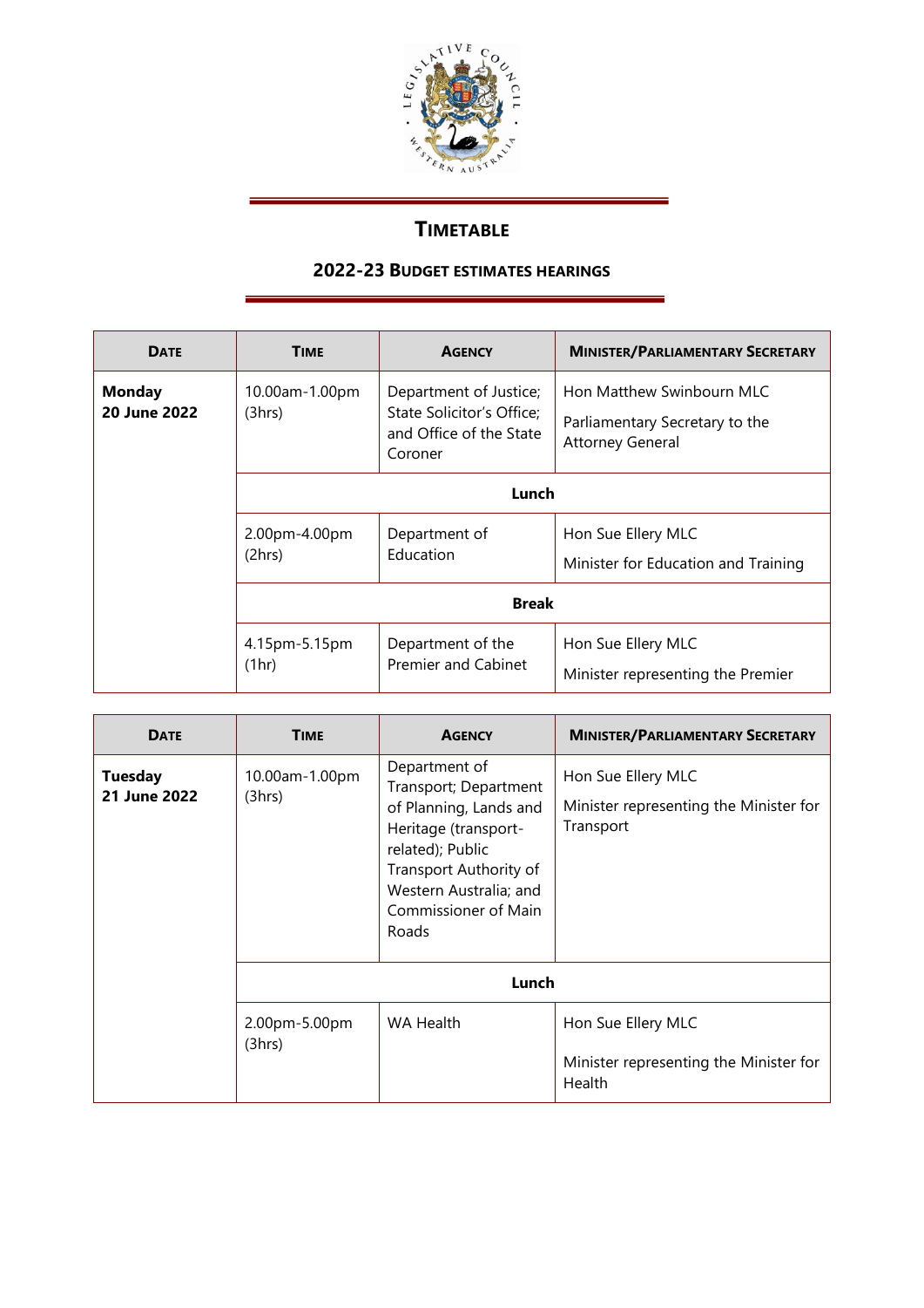# TIMETABLE

## 2022-23 BUDGET ESTIMATES HEARINGS

| DATE | TIME | AGENCY | MINISTER/PARLIAMENTARY SECRETARY |
|---|---|---|---|
| **Monday 20 June 2022** | 10.00am-1.00pm (3hrs) | Department of Justice; State Solicitor's Office; and Office of the State Coroner | Hon Matthew Swinbourn MLC<br>Parliamentary Secretary to the Attorney General |
| | **Lunch** | | |
| | 2.00pm-4.00pm (2hrs) | Department of Education | Hon Sue Ellery MLC<br>Minister for Education and Training |
| | **Break** | | |
| | 4.15pm-5.15pm (1hr) | Department of the Premier and Cabinet | Hon Sue Ellery MLC<br>Minister representing the Premier |

| DATE | TIME | AGENCY | MINISTER/PARLIAMENTARY SECRETARY |
|---|---|---|---|
| **Tuesday 21 June 2022** | 10.00am-1.00pm (3hrs) | Department of Transport; Department of Planning, Lands and Heritage (transport-related); Public Transport Authority of Western Australia; and Commissioner of Main Roads | Hon Sue Ellery MLC<br>Minister representing the Minister for Transport |
| | **Lunch** | | |
| | 2.00pm-5.00pm (3hrs) | WA Health | Hon Sue Ellery MLC<br>Minister representing the Minister for Health |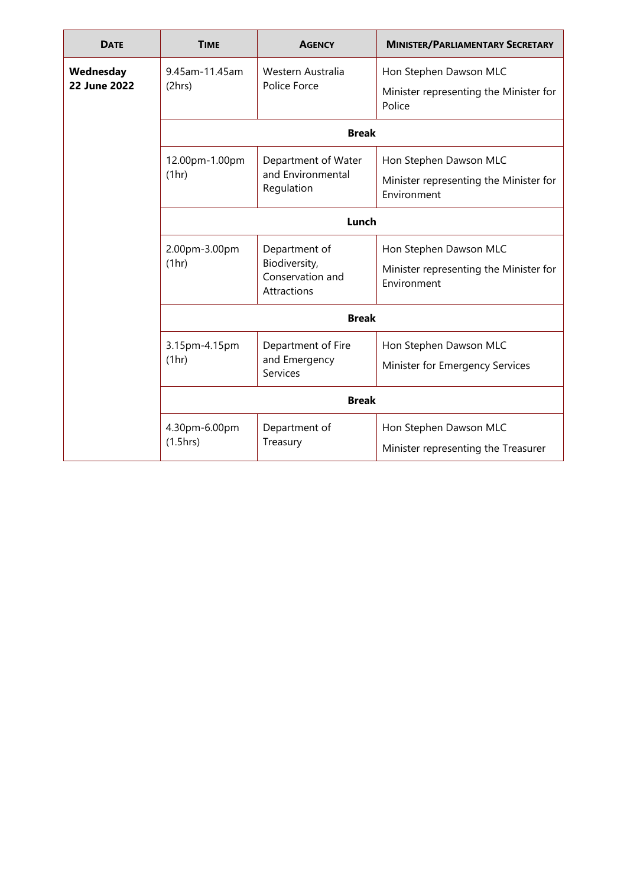| **DATE** | **TIME** | **AGENCY** | **MINISTER/PARLIAMENTARY SECRETARY** |
|---|---|---|---|
| **Wednesday 22 June 2022** | 9.45am-11.45am (2hrs) | Western Australia Police Force | Hon Stephen Dawson MLC<br>Minister representing the Minister for Police |
| | **Break** | | |
| | 12.00pm-1.00pm (1hr) | Department of Water and Environmental Regulation | Hon Stephen Dawson MLC<br>Minister representing the Minister for Environment |
| | **Lunch** | | |
| | 2.00pm-3.00pm (1hr) | Department of Biodiversity, Conservation and Attractions | Hon Stephen Dawson MLC<br>Minister representing the Minister for Environment |
| | **Break** | | |
| | 3.15pm-4.15pm (1hr) | Department of Fire and Emergency Services | Hon Stephen Dawson MLC<br>Minister for Emergency Services |
| | **Break** | | |
| | 4.30pm-6.00pm (1.5hrs) | Department of Treasury | Hon Stephen Dawson MLC<br>Minister representing the Treasurer |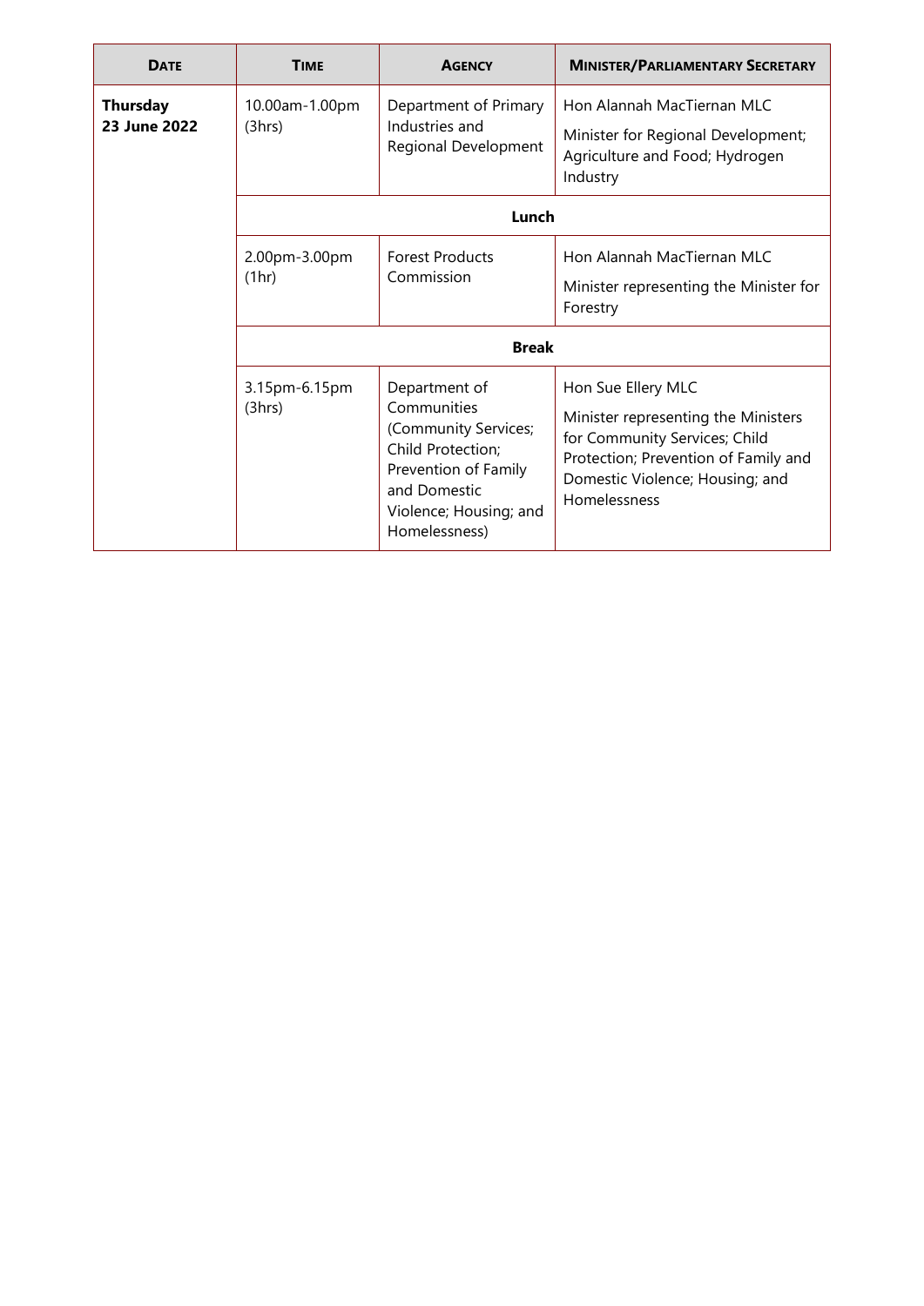| Date | Time | Agency | Minister/Parliamentary Secretary |
| --- | --- | --- | --- |
| **Thursday 23 June 2022** | 10.00am-1.00pm (3hrs) | Department of Primary Industries and Regional Development | Hon Alannah MacTiernan MLC<br>Minister for Regional Development; Agriculture and Food; Hydrogen Industry |
| | **Lunch** | | |
| | 2.00pm-3.00pm (1hr) | Forest Products Commission | Hon Alannah MacTiernan MLC<br>Minister representing the Minister for Forestry |
| | **Break** | | |
| | 3.15pm-6.15pm (3hrs) | Department of Communities (Community Services; Child Protection; Prevention of Family and Domestic Violence; Housing; and Homelessness) | Hon Sue Ellery MLC<br>Minister representing the Ministers for Community Services; Child Protection; Prevention of Family and Domestic Violence; Housing; and Homelessness |